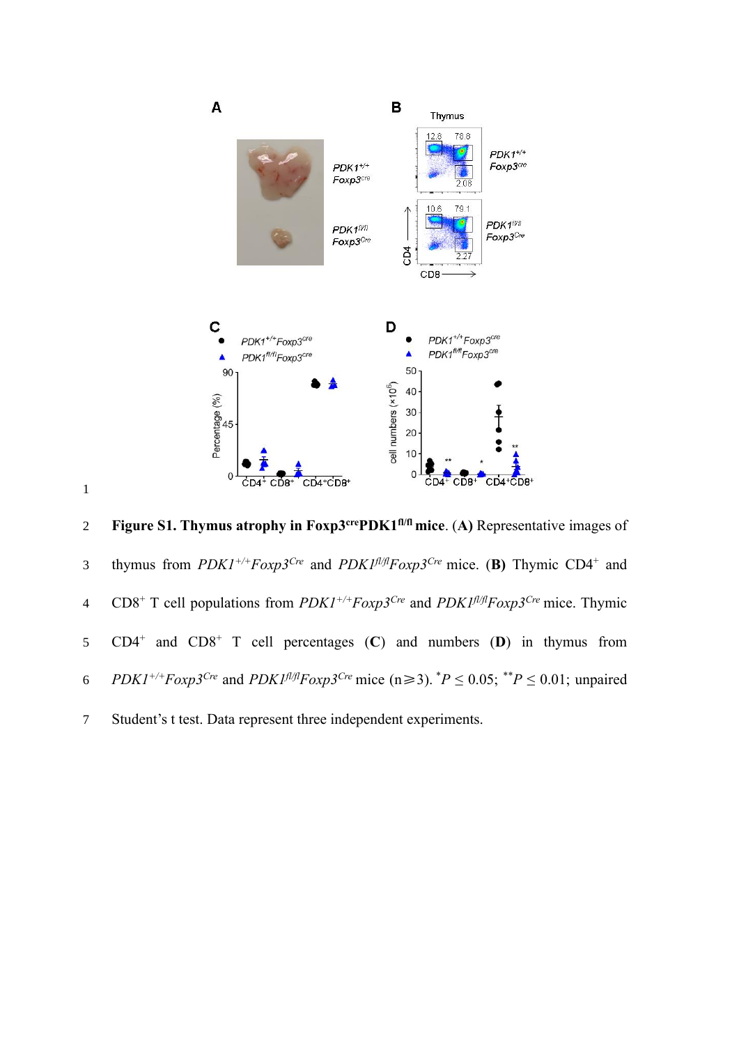**Figure S1. Thymus atrophy in Foxp3$^{cre}$PDK1$^{fl/fl}$ mice**. (**A**) Representative images of thymus from *PDK1$^{+/+}$Foxp3$^{Cre}$* and *PDK1$^{fl/fl}$Foxp3$^{Cre}$* mice. (**B**) Thymic CD4$^{+}$ and CD8$^{+}$ T cell populations from *PDK1$^{+/+}$Foxp3$^{Cre}$* and *PDK1$^{fl/fl}$Foxp3$^{Cre}$* mice. Thymic CD4$^{+}$ and CD8$^{+}$ T cell percentages (**C**) and numbers (**D**) in thymus from *PDK1$^{+/+}$Foxp3$^{Cre}$* and *PDK1$^{fl/fl}$Foxp3$^{Cre}$* mice (n≥3). $^{*}P \leq 0.05$; $^{**}P \leq 0.01$; unpaired Student's t test. Data represent three independent experiments.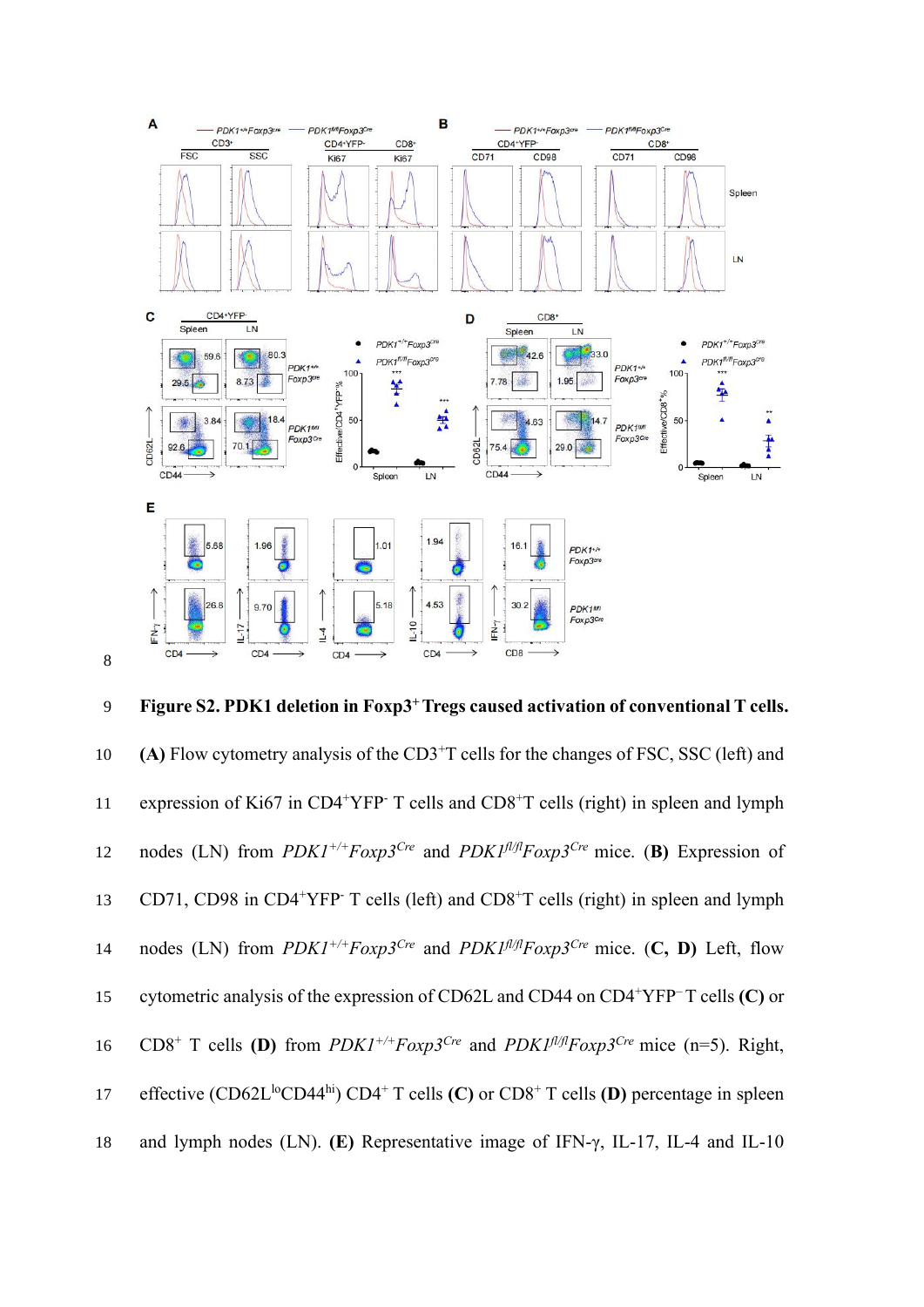**Figure S2. PDK1 deletion in Foxp3$^{+}$ Tregs caused activation of conventional T cells.** **(A)** Flow cytometry analysis of the CD3$^{+}$T cells for the changes of FSC, SSC (left) and expression of Ki67 in CD4$^{+}$YFP$^{-}$ T cells and CD8$^{+}$T cells (right) in spleen and lymph nodes (LN) from *PDK1$^{+/+}$Foxp3$^{Cre}$* and *PDK1$^{fl/fl}$Foxp3$^{Cre}$* mice. **(B)** Expression of CD71, CD98 in CD4$^{+}$YFP$^{-}$ T cells (left) and CD8$^{+}$T cells (right) in spleen and lymph nodes (LN) from *PDK1$^{+/+}$Foxp3$^{Cre}$* and *PDK1$^{fl/fl}$Foxp3$^{Cre}$* mice. **(C, D)** Left, flow cytometric analysis of the expression of CD62L and CD44 on CD4$^{+}$YFP$^{-}$ T cells **(C)** or CD8$^{+}$ T cells **(D)** from *PDK1$^{+/+}$Foxp3$^{Cre}$* and *PDK1$^{fl/fl}$Foxp3$^{Cre}$* mice (n=5). Right, effective (CD62L$^{lo}$CD44$^{hi}$) CD4$^{+}$ T cells **(C)** or CD8$^{+}$ T cells **(D)** percentage in spleen and lymph nodes (LN). **(E)** Representative image of IFN-γ, IL-17, IL-4 and IL-10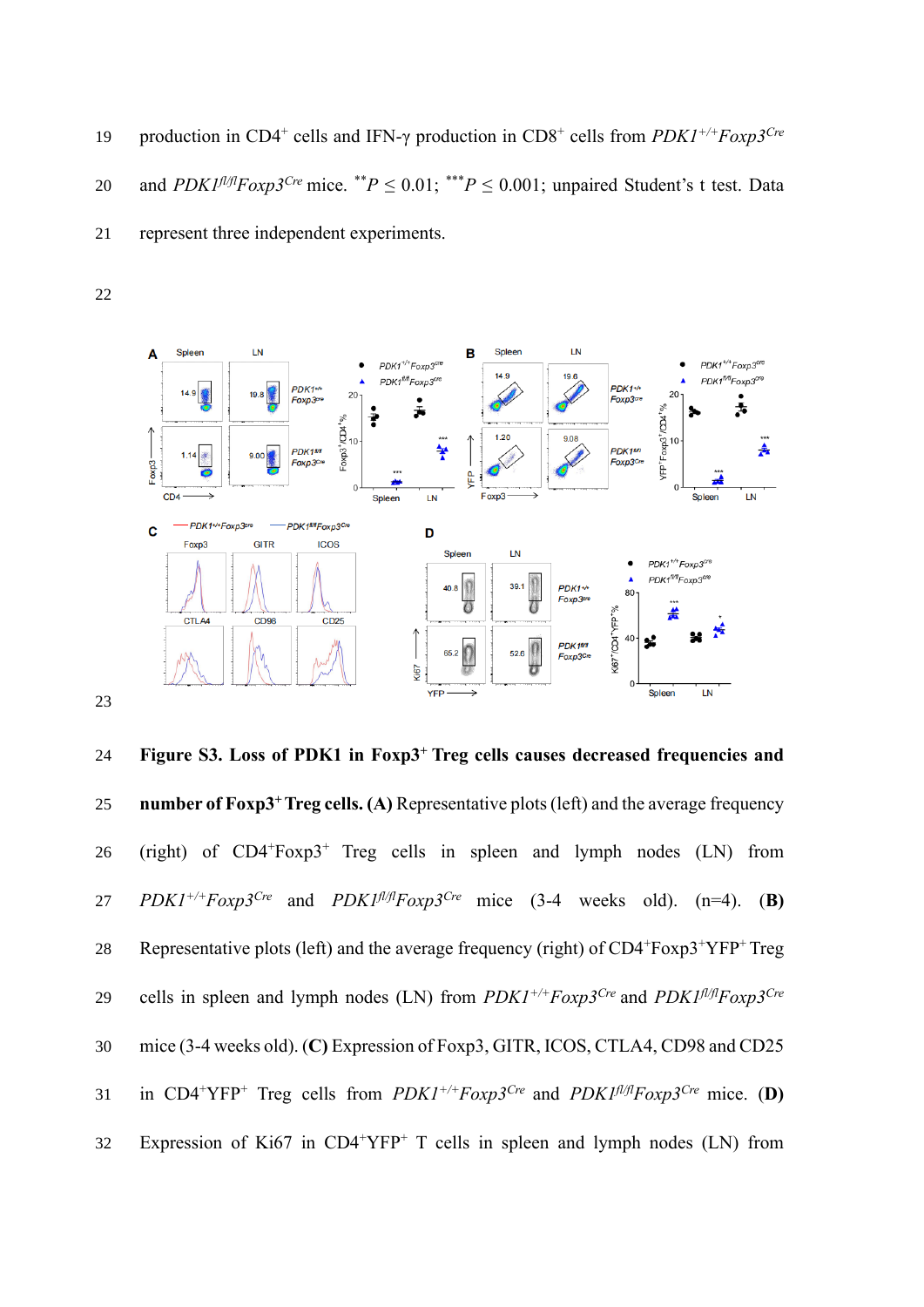production in CD4$^{+}$ cells and IFN-γ production in CD8$^{+}$ cells from *PDK1$^{+/+}$Foxp3$^{Cre}$* and *PDK1$^{fl/fl}$Foxp3$^{Cre}$* mice. $^{**}P \leq 0.01$; $^{***}P \leq 0.001$; unpaired Student's t test. Data represent three independent experiments.

**Figure S3. Loss of PDK1 in Foxp3$^{+}$ Treg cells causes decreased frequencies and number of Foxp3$^{+}$ Treg cells. (A)** Representative plots (left) and the average frequency (right) of CD4$^{+}$Foxp3$^{+}$ Treg cells in spleen and lymph nodes (LN) from *PDK1$^{+/+}$Foxp3$^{Cre}$* and *PDK1$^{fl/fl}$Foxp3$^{Cre}$* mice (3-4 weeks old). (n=4). **(B)** Representative plots (left) and the average frequency (right) of CD4$^{+}$Foxp3$^{+}$YFP$^{+}$ Treg cells in spleen and lymph nodes (LN) from *PDK1$^{+/+}$Foxp3$^{Cre}$* and *PDK1$^{fl/fl}$Foxp3$^{Cre}$* mice (3-4 weeks old). **(C)** Expression of Foxp3, GITR, ICOS, CTLA4, CD98 and CD25 in CD4$^{+}$YFP$^{+}$ Treg cells from *PDK1$^{+/+}$Foxp3$^{Cre}$* and *PDK1$^{fl/fl}$Foxp3$^{Cre}$* mice. **(D)** Expression of Ki67 in CD4$^{+}$YFP$^{+}$ T cells in spleen and lymph nodes (LN) from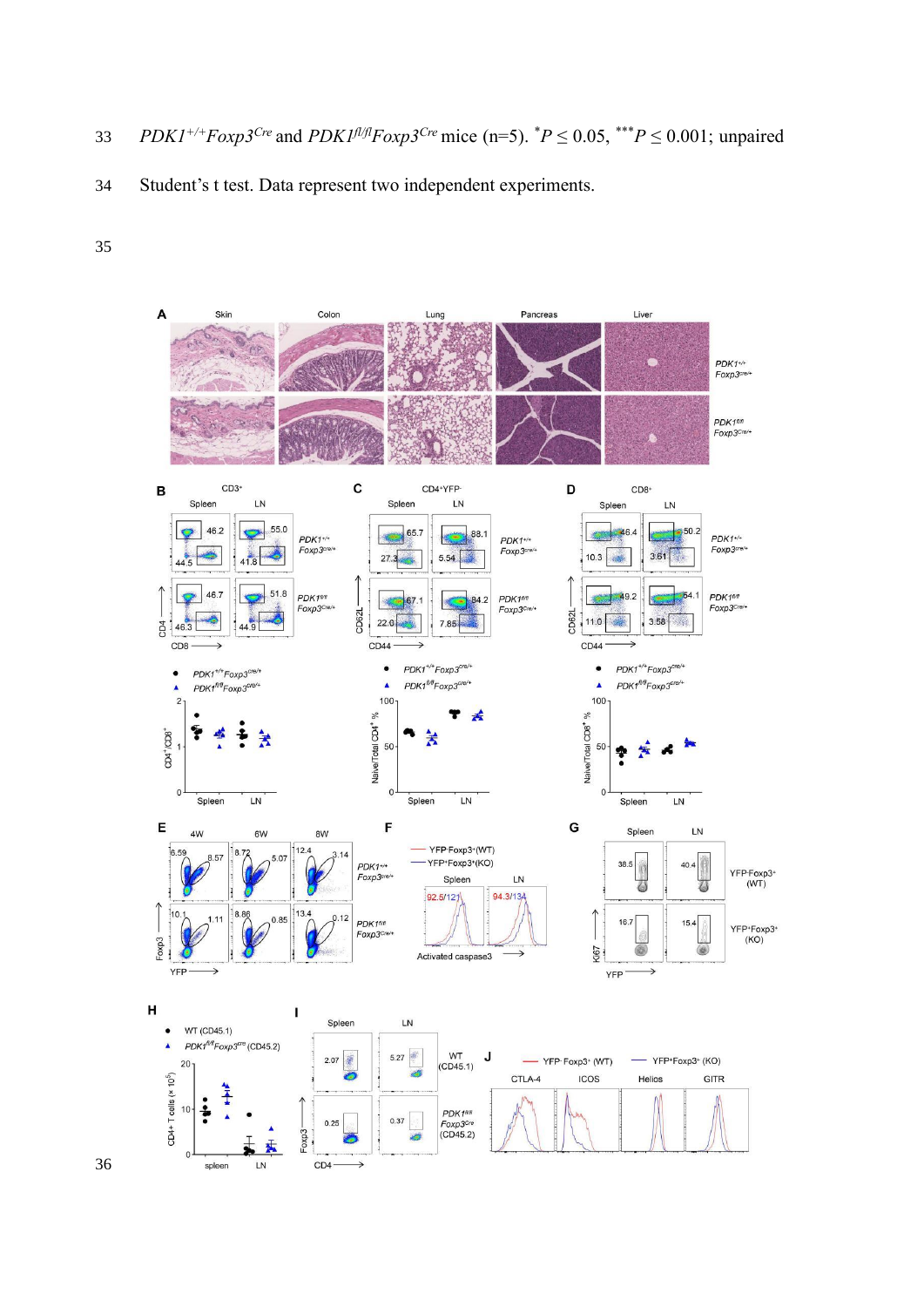*PDK1*$^{+/+}$*Foxp3*$^{Cre}$ and *PDK1*$^{fl/fl}$*Foxp3*$^{Cre}$ mice (n=5). $^{*}P \leq 0.05$, $^{***}P \leq 0.001$; unpaired Student's t test. Data represent two independent experiments.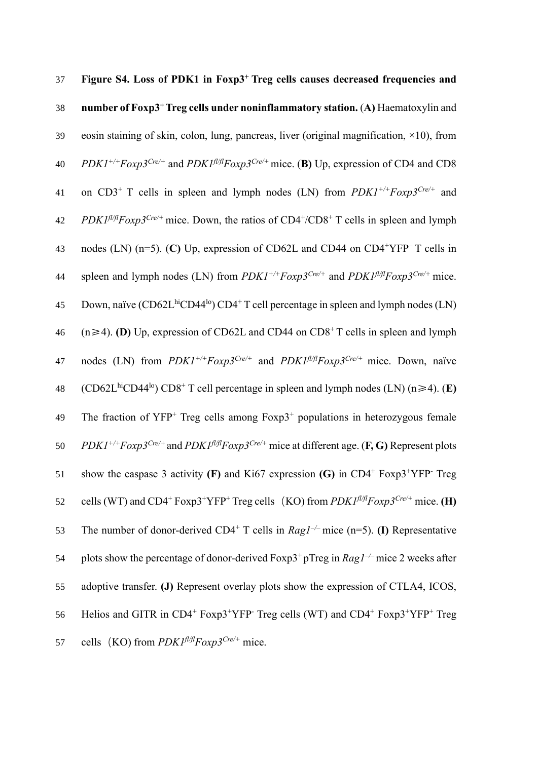**Figure S4. Loss of PDK1 in Foxp3$^{+}$ Treg cells causes decreased frequencies and number of Foxp3$^{+}$ Treg cells under noninflammatory station.** (**A)** Haematoxylin and eosin staining of skin, colon, lung, pancreas, liver (original magnification, ×10), from *PDK1*$^{+/+}$*Foxp3*$^{Cre/+}$ and *PDK1*$^{fl/fl}$*Foxp3*$^{Cre/+}$ mice. (**B)** Up, expression of CD4 and CD8 on CD3$^{+}$ T cells in spleen and lymph nodes (LN) from *PDK1*$^{+/+}$*Foxp3*$^{Cre/+}$ and *PDK1*$^{fl/fl}$*Foxp3*$^{Cre/+}$ mice. Down, the ratios of CD4$^{+}$/CD8$^{+}$ T cells in spleen and lymph nodes (LN) (n=5). (**C)** Up, expression of CD62L and CD44 on CD4$^{+}$YFP$^{–}$ T cells in spleen and lymph nodes (LN) from *PDK1*$^{+/+}$*Foxp3*$^{Cre/+}$ and *PDK1*$^{fl/fl}$*Foxp3*$^{Cre/+}$ mice. Down, naïve (CD62L$^{hi}$CD44$^{lo}$) CD4$^{+}$ T cell percentage in spleen and lymph nodes (LN) (n≥4). **(D)** Up, expression of CD62L and CD44 on CD8$^{+}$ T cells in spleen and lymph nodes (LN) from *PDK1*$^{+/+}$*Foxp3*$^{Cre/+}$ and *PDK1*$^{fl/fl}$*Foxp3*$^{Cre/+}$ mice. Down, naïve (CD62L$^{hi}$CD44$^{lo}$) CD8$^{+}$ T cell percentage in spleen and lymph nodes (LN) (n≥4). (**E)** The fraction of YFP$^{+}$ Treg cells among Foxp3$^{+}$ populations in heterozygous female *PDK1*$^{+/+}$*Foxp3*$^{Cre/+}$ and *PDK1*$^{fl/fl}$*Foxp3*$^{Cre/+}$ mice at different age. (**F, G)** Represent plots show the caspase 3 activity **(F)** and Ki67 expression **(G)** in CD4$^{+}$ Foxp3$^{+}$YFP$^{-}$ Treg cells (WT) and CD4$^{+}$ Foxp3$^{+}$YFP$^{+}$ Treg cells（KO) from *PDK1*$^{fl/fl}$*Foxp3*$^{Cre/+}$ mice. **(H)** The number of donor-derived CD4$^{+}$ T cells in *Rag1*$^{–/–}$ mice (n=5). **(I)** Representative plots show the percentage of donor-derived Foxp3$^{+}$ pTreg in *Rag1*$^{–/–}$ mice 2 weeks after adoptive transfer. **(J)** Represent overlay plots show the expression of CTLA4, ICOS, Helios and GITR in CD4$^{+}$ Foxp3$^{+}$YFP$^{-}$ Treg cells (WT) and CD4$^{+}$ Foxp3$^{+}$YFP$^{+}$ Treg cells（KO) from *PDK1*$^{fl/fl}$*Foxp3*$^{Cre/+}$ mice.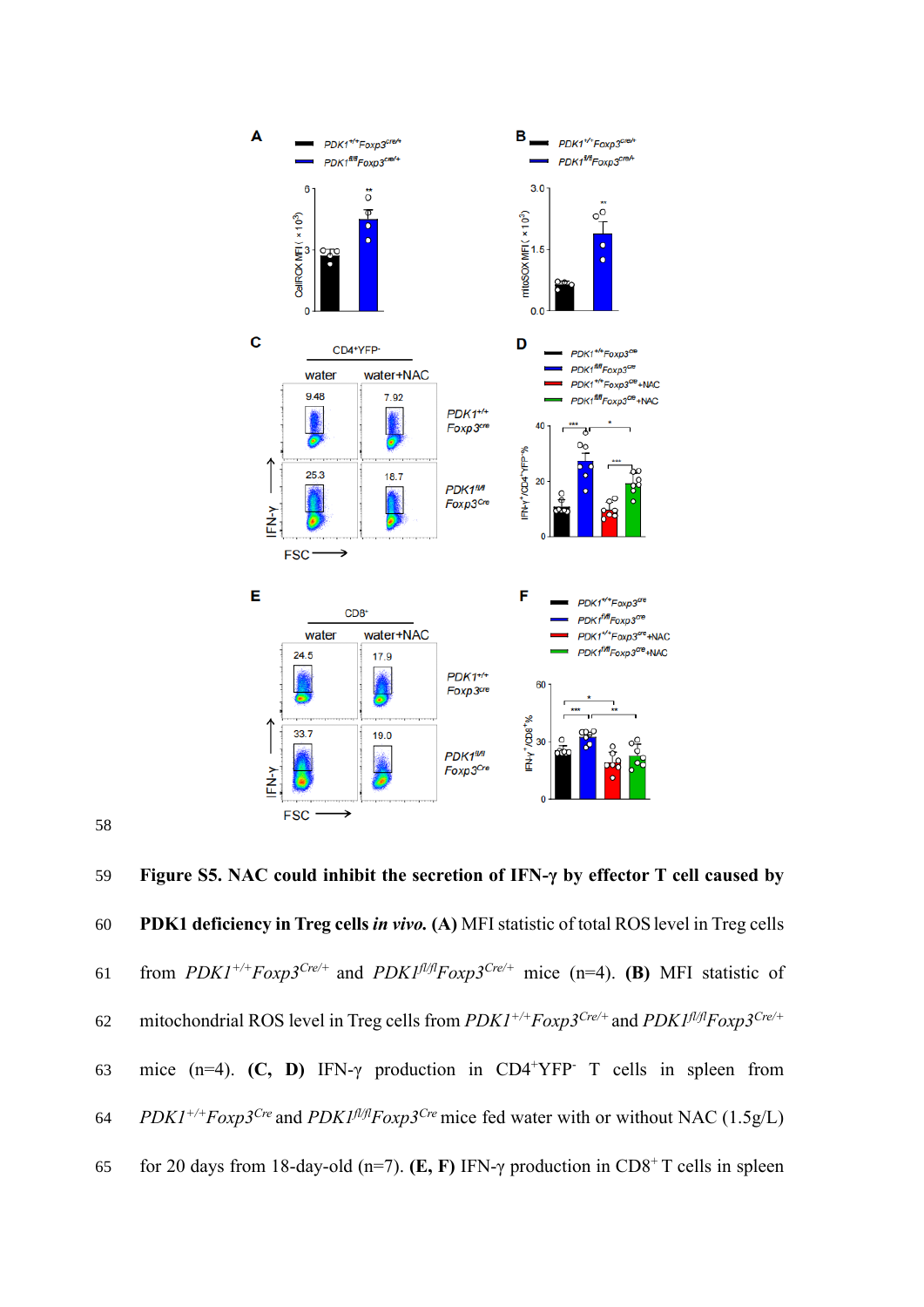58

59 **Figure S5. NAC could inhibit the secretion of IFN-γ by effector T cell caused by**

60 **PDK1 deficiency in Treg cells *in vivo*. (A)** MFI statistic of total ROS level in Treg cells

61 from *PDK1*$^{+/+}$*Foxp3*$^{Cre/+}$ and *PDK1*$^{fl/fl}$*Foxp3*$^{Cre/+}$ mice (n=4). **(B)** MFI statistic of

62 mitochondrial ROS level in Treg cells from *PDK1*$^{+/+}$*Foxp3*$^{Cre/+}$ and *PDK1*$^{fl/fl}$*Foxp3*$^{Cre/+}$

63 mice (n=4). **(C, D)** IFN-γ production in CD4$^{+}$YFP$^{-}$ T cells in spleen from

64 *PDK1*$^{+/+}$*Foxp3*$^{Cre}$ and *PDK1*$^{fl/fl}$*Foxp3*$^{Cre}$ mice fed water with or without NAC (1.5g/L)

65 for 20 days from 18-day-old (n=7). **(E, F)** IFN-γ production in CD8$^{+}$ T cells in spleen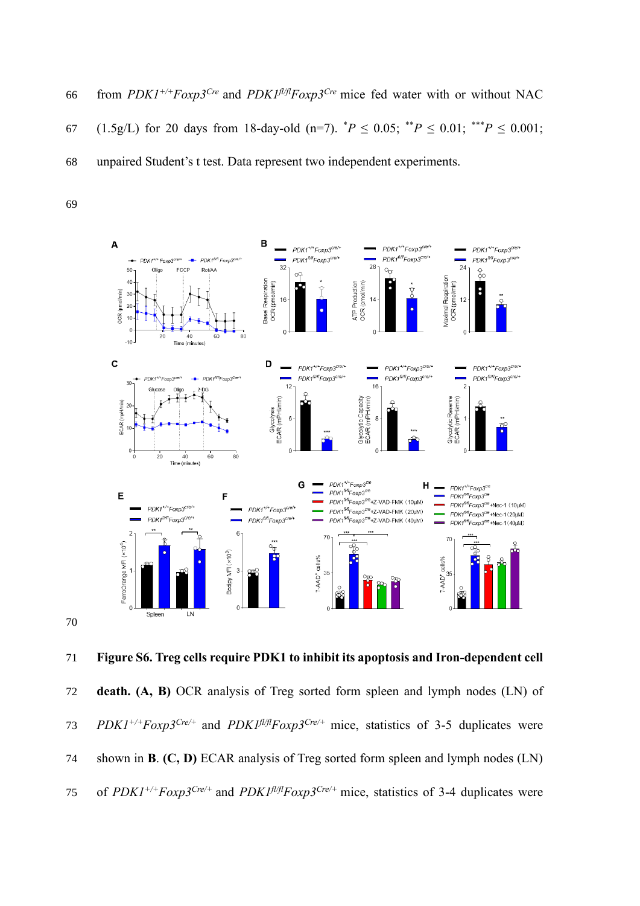from $PDK1^{+/+}Foxp3^{Cre}$ and $PDK1^{fl/fl}Foxp3^{Cre}$ mice fed water with or without NAC (1.5g/L) for 20 days from 18-day-old (n=7). $^{*}P \leq 0.05$; $^{**}P \leq 0.01$; $^{***}P \leq 0.001$; unpaired Student's t test. Data represent two independent experiments.

**Figure S6. Treg cells require PDK1 to inhibit its apoptosis and Iron-dependent cell death. (A, B)** OCR analysis of Treg sorted form spleen and lymph nodes (LN) of $PDK1^{+/+}Foxp3^{Cre/+}$ and $PDK1^{fl/fl}Foxp3^{Cre/+}$ mice, statistics of 3-5 duplicates were shown in **B**. **(C, D)** ECAR analysis of Treg sorted form spleen and lymph nodes (LN) of $PDK1^{+/+}Foxp3^{Cre/+}$ and $PDK1^{fl/fl}Foxp3^{Cre/+}$ mice, statistics of 3-4 duplicates were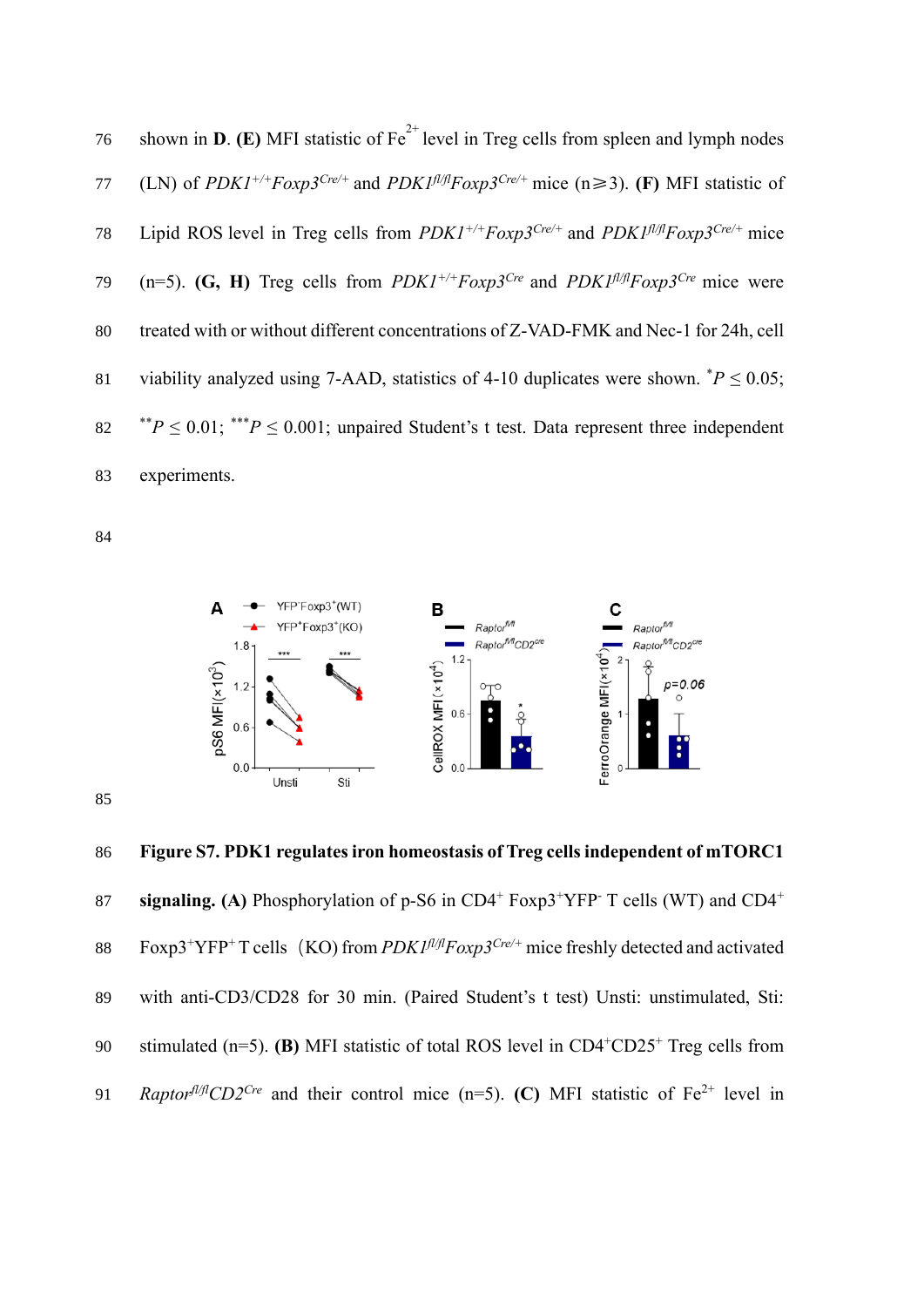shown in **D**. **(E)** MFI statistic of $Fe^{2+}$ level in Treg cells from spleen and lymph nodes (LN) of *PDK1*$^{+/+}$*Foxp3*$^{Cre/+}$ and *PDK1*$^{fl/fl}$*Foxp3*$^{Cre/+}$ mice (n⩾3). **(F)** MFI statistic of Lipid ROS level in Treg cells from *PDK1*$^{+/+}$*Foxp3*$^{Cre/+}$ and *PDK1*$^{fl/fl}$*Foxp3*$^{Cre/+}$ mice (n=5). **(G, H)** Treg cells from *PDK1*$^{+/+}$*Foxp3*$^{Cre}$ and *PDK1*$^{fl/fl}$*Foxp3*$^{Cre}$ mice were treated with or without different concentrations of Z-VAD-FMK and Nec-1 for 24h, cell viability analyzed using 7-AAD, statistics of 4-10 duplicates were shown. $^{*}P \leq 0.05$; $^{**}P \leq 0.01$; $^{***}P \leq 0.001$; unpaired Student's t test. Data represent three independent experiments.

**Figure S7. PDK1 regulates iron homeostasis of Treg cells independent of mTORC1 signaling. (A)** Phosphorylation of p-S6 in $CD4^{+}$ $Foxp3^{+}YFP^{-}$ T cells (WT) and $CD4^{+}$ $Foxp3^{+}YFP^{+}$ T cells (KO) from *PDK1*$^{fl/fl}$*Foxp3*$^{Cre/+}$ mice freshly detected and activated with anti-CD3/CD28 for 30 min. (Paired Student's t test) Unsti: unstimulated, Sti: stimulated (n=5). **(B)** MFI statistic of total ROS level in $CD4^{+}CD25^{+}$ Treg cells from *Raptor*$^{fl/fl}$*CD2*$^{Cre}$ and their control mice (n=5). **(C)** MFI statistic of $Fe^{2+}$ level in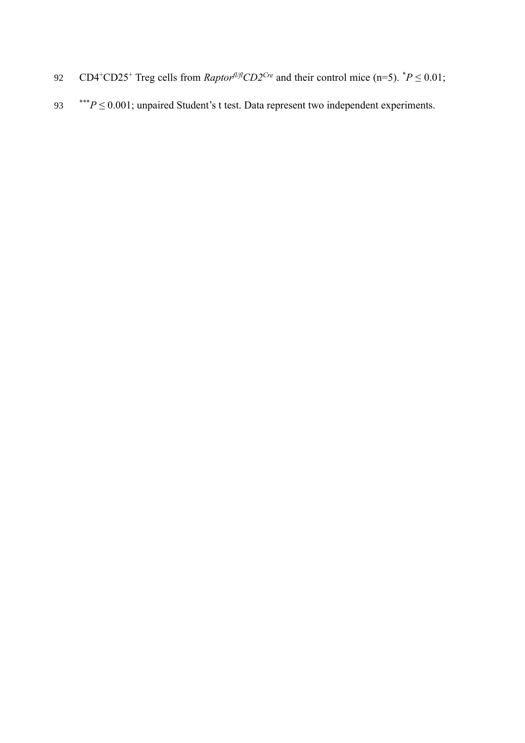CD4$^{+}$CD25$^{+}$ Treg cells from *Raptor*$^{fl/fl}$*CD2*$^{Cre}$ and their control mice (n=5). $^{*}P \leq 0.01$; $^{***}P \leq 0.001$; unpaired Student's t test. Data represent two independent experiments.